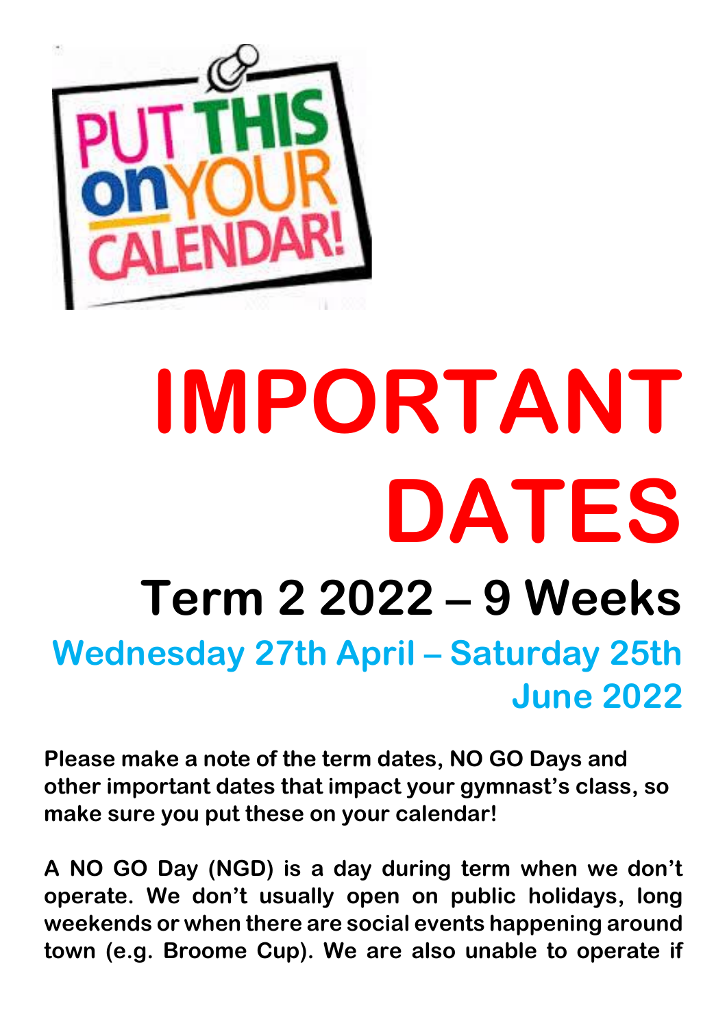PUT THIS on YOUR CALENDAR!

# IMPORTANT DATES

## Term 2 2022 – 9 Weeks

### Wednesday 27th April – Saturday 25th June 2022

**Please make a note of the term dates, NO GO Days and other important dates that impact your gymnast's class, so make sure you put these on your calendar!**

**A NO GO Day (NGD) is a day during term when we don't operate. We don't usually open on public holidays, long weekends or when there are social events happening around town (e.g. Broome Cup). We are also unable to operate if**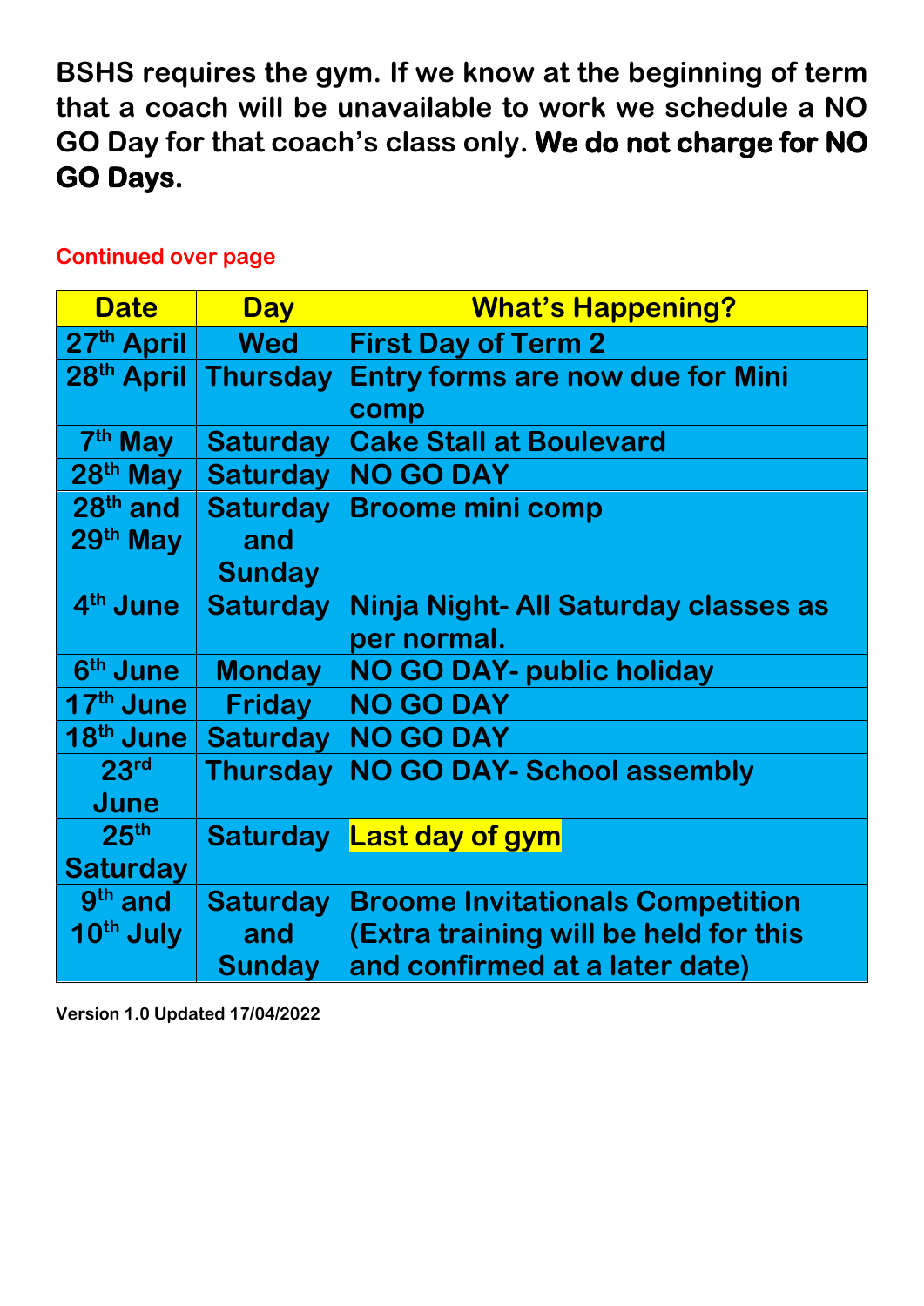**BSHS requires the gym. If we know at the beginning of term that a coach will be unavailable to work we schedule a NO GO Day for that coach's class only. We do not charge for NO GO Days.**

**Continued over page**

| Date | Day | What's Happening? |
| --- | --- | --- |
| 27th April | Wed | First Day of Term 2 |
| 28th April | Thursday | Entry forms are now due for Mini comp |
| 7th May | Saturday | Cake Stall at Boulevard |
| 28th May | Saturday | NO GO DAY |
| 28th and 29th May | Saturday and Sunday | Broome mini comp |
| 4th June | Saturday | Ninja Night- All Saturday classes as per normal. |
| 6th June | Monday | NO GO DAY- public holiday |
| 17th June | Friday | NO GO DAY |
| 18th June | Saturday | NO GO DAY |
| 23rd June | Thursday | NO GO DAY- School assembly |
| 25th Saturday | Saturday | Last day of gym |
| 9th and 10th July | Saturday and Sunday | Broome Invitationals Competition (Extra training will be held for this and confirmed at a later date) |

Version 1.0 Updated 17/04/2022